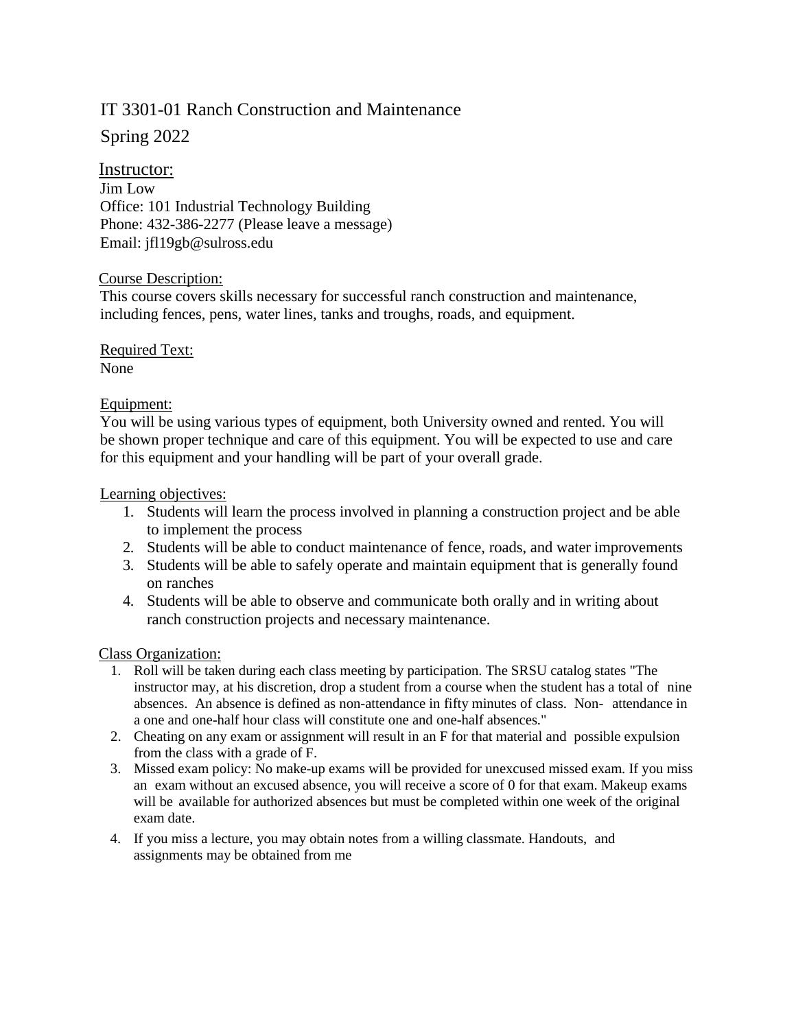# IT 3301-01 Ranch Construction and Maintenance

## Spring 2022

## Instructor:

Jim Low
Office: 101 Industrial Technology Building
Phone: 432-386-2277 (Please leave a message)
Email: jfl19gb@sulross.edu

### Course Description:

This course covers skills necessary for successful ranch construction and maintenance, including fences, pens, water lines, tanks and troughs, roads, and equipment.

### Required Text:

None

### Equipment:

You will be using various types of equipment, both University owned and rented. You will be shown proper technique and care of this equipment. You will be expected to use and care for this equipment and your handling will be part of your overall grade.

### Learning objectives:

1. Students will learn the process involved in planning a construction project and be able to implement the process
2. Students will be able to conduct maintenance of fence, roads, and water improvements
3. Students will be able to safely operate and maintain equipment that is generally found on ranches
4. Students will be able to observe and communicate both orally and in writing about ranch construction projects and necessary maintenance.

### Class Organization:

1. Roll will be taken during each class meeting by participation. The SRSU catalog states "The instructor may, at his discretion, drop a student from a course when the student has a total of nine absences. An absence is defined as non-attendance in fifty minutes of class. Non- attendance in a one and one-half hour class will constitute one and one-half absences."
2. Cheating on any exam or assignment will result in an F for that material and possible expulsion from the class with a grade of F.
3. Missed exam policy: No make-up exams will be provided for unexcused missed exam. If you miss an exam without an excused absence, you will receive a score of 0 for that exam. Makeup exams will be available for authorized absences but must be completed within one week of the original exam date.
4. If you miss a lecture, you may obtain notes from a willing classmate. Handouts, and assignments may be obtained from me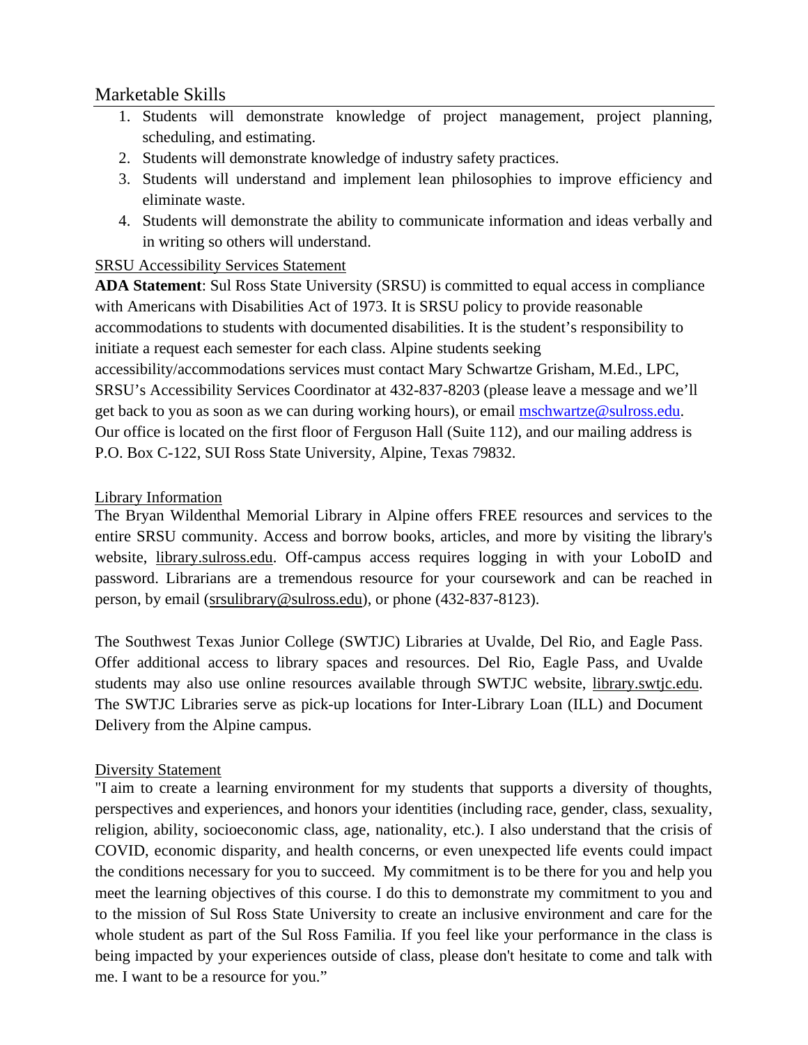## Marketable Skills

1. Students will demonstrate knowledge of project management, project planning, scheduling, and estimating.
2. Students will demonstrate knowledge of industry safety practices.
3. Students will understand and implement lean philosophies to improve efficiency and eliminate waste.
4. Students will demonstrate the ability to communicate information and ideas verbally and in writing so others will understand.

SRSU Accessibility Services Statement

**ADA Statement**: Sul Ross State University (SRSU) is committed to equal access in compliance with Americans with Disabilities Act of 1973. It is SRSU policy to provide reasonable accommodations to students with documented disabilities. It is the student's responsibility to initiate a request each semester for each class. Alpine students seeking accessibility/accommodations services must contact Mary Schwartze Grisham, M.Ed., LPC, SRSU's Accessibility Services Coordinator at 432-837-8203 (please leave a message and we'll get back to you as soon as we can during working hours), or email mschwartze@sulross.edu. Our office is located on the first floor of Ferguson Hall (Suite 112), and our mailing address is P.O. Box C-122, SUI Ross State University, Alpine, Texas 79832.

Library Information

The Bryan Wildenthal Memorial Library in Alpine offers FREE resources and services to the entire SRSU community. Access and borrow books, articles, and more by visiting the library's website, library.sulross.edu. Off-campus access requires logging in with your LoboID and password. Librarians are a tremendous resource for your coursework and can be reached in person, by email (srsulibrary@sulross.edu), or phone (432-837-8123).

The Southwest Texas Junior College (SWTJC) Libraries at Uvalde, Del Rio, and Eagle Pass. Offer additional access to library spaces and resources. Del Rio, Eagle Pass, and Uvalde students may also use online resources available through SWTJC website, library.swtjc.edu. The SWTJC Libraries serve as pick-up locations for Inter-Library Loan (ILL) and Document Delivery from the Alpine campus.

Diversity Statement

"I aim to create a learning environment for my students that supports a diversity of thoughts, perspectives and experiences, and honors your identities (including race, gender, class, sexuality, religion, ability, socioeconomic class, age, nationality, etc.). I also understand that the crisis of COVID, economic disparity, and health concerns, or even unexpected life events could impact the conditions necessary for you to succeed. My commitment is to be there for you and help you meet the learning objectives of this course. I do this to demonstrate my commitment to you and to the mission of Sul Ross State University to create an inclusive environment and care for the whole student as part of the Sul Ross Familia. If you feel like your performance in the class is being impacted by your experiences outside of class, please don't hesitate to come and talk with me. I want to be a resource for you."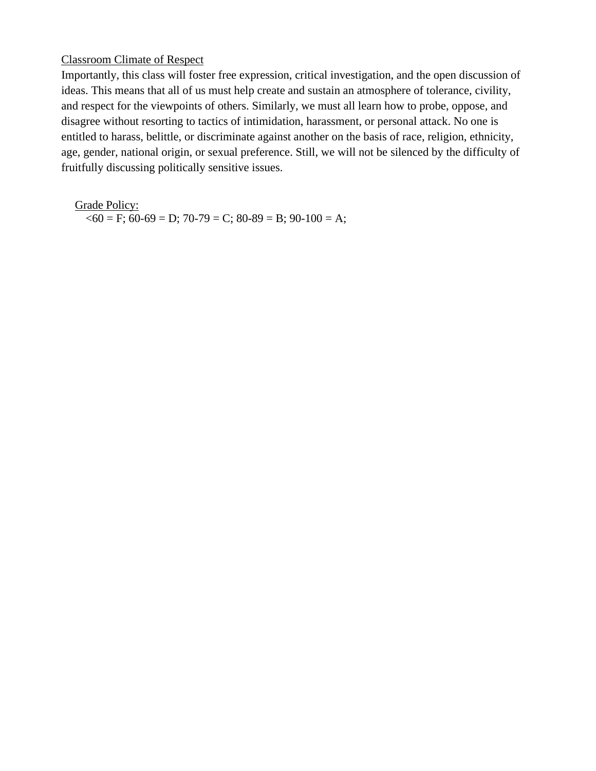Classroom Climate of Respect

Importantly, this class will foster free expression, critical investigation, and the open discussion of ideas. This means that all of us must help create and sustain an atmosphere of tolerance, civility, and respect for the viewpoints of others. Similarly, we must all learn how to probe, oppose, and disagree without resorting to tactics of intimidation, harassment, or personal attack. No one is entitled to harass, belittle, or discriminate against another on the basis of race, religion, ethnicity, age, gender, national origin, or sexual preference. Still, we will not be silenced by the difficulty of fruitfully discussing politically sensitive issues.

Grade Policy:

<60 = F; 60-69 = D; 70-79 = C; 80-89 = B; 90-100 = A;